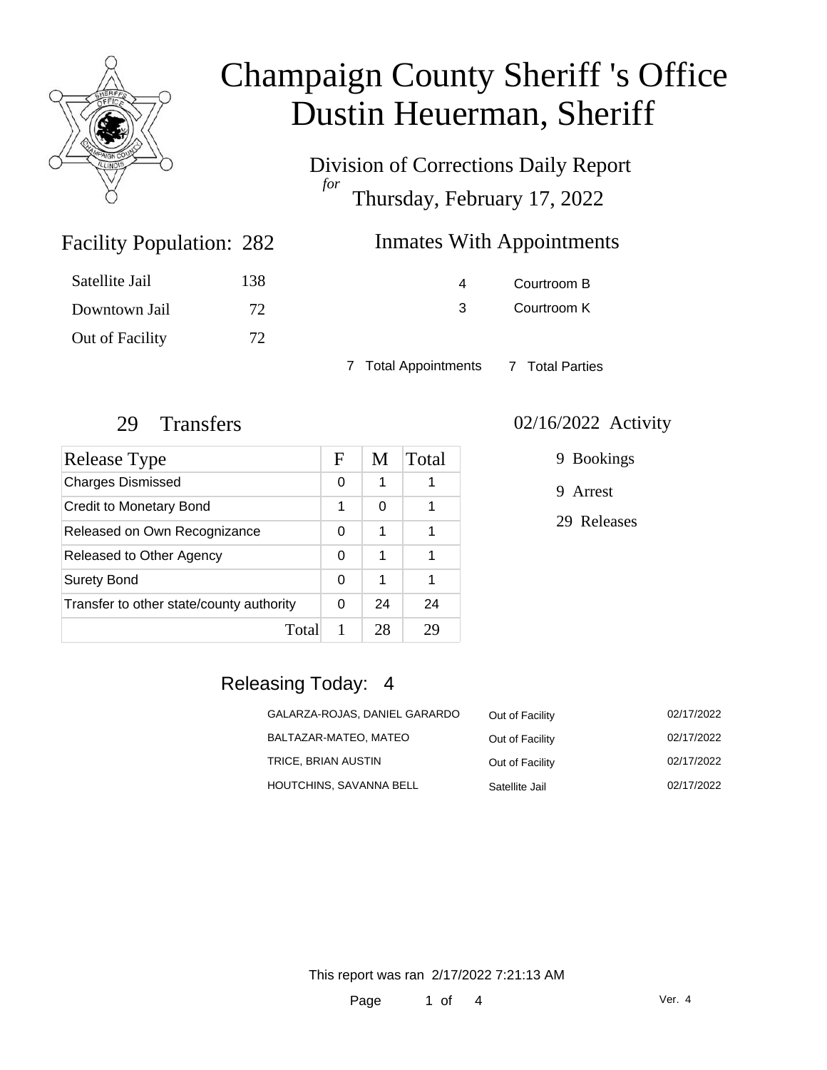# Champaign County Sheriff 's Office
# Dustin Heuerman, Sheriff

## Division of Corrections Daily Report
*for*
## Thursday, February 17, 2022

### Facility Population: 282

| | |
|---|---|
| Satellite Jail | 138 |
| Downtown Jail | 72 |
| Out of Facility | 72 |

### Inmates With Appointments

| | |
|---|---|
| 4 | Courtroom B |
| 3 | Courtroom K |

7 Total Appointments 7 Total Parties

### 29 Transfers

| Release Type | F | M | Total |
|---|---|---|---|
| Charges Dismissed | 0 | 1 | 1 |
| Credit to Monetary Bond | 1 | 0 | 1 |
| Released on Own Recognizance | 0 | 1 | 1 |
| Released to Other Agency | 0 | 1 | 1 |
| Surety Bond | 0 | 1 | 1 |
| Transfer to other state/county authority | 0 | 24 | 24 |
| Total | 1 | 28 | 29 |

### 02/16/2022 Activity

9 Bookings

9 Arrest

29 Releases

### Releasing Today: 4

| | | |
|---|---|---|
| GALARZA-ROJAS, DANIEL GARARDO | Out of Facility | 02/17/2022 |
| BALTAZAR-MATEO, MATEO | Out of Facility | 02/17/2022 |
| TRICE, BRIAN AUSTIN | Out of Facility | 02/17/2022 |
| HOUTCHINS, SAVANNA BELL | Satellite Jail | 02/17/2022 |

This report was ran 2/17/2022 7:21:13 AM

Ver. 4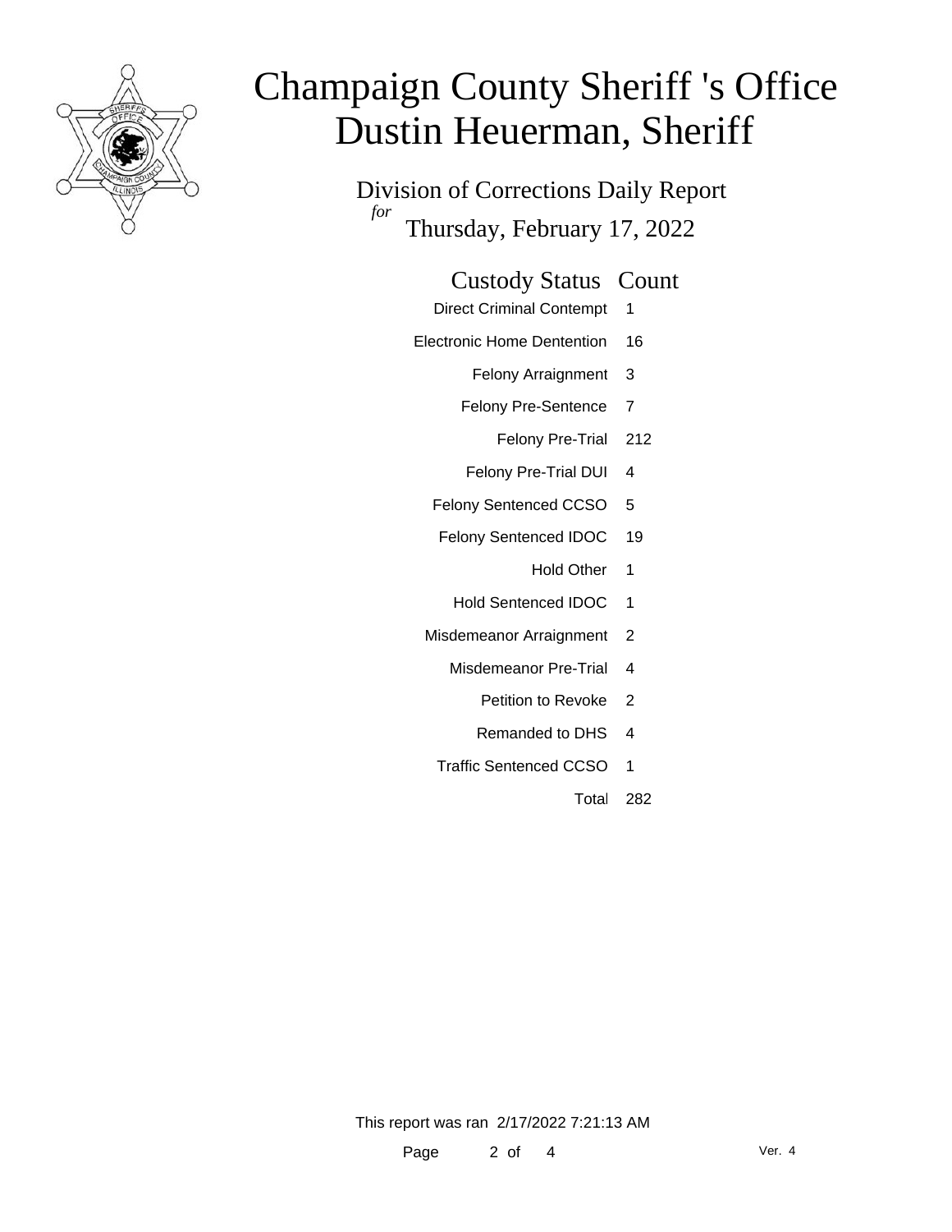# Champaign County Sheriff 's Office
# Dustin Heuerman, Sheriff

## Division of Corrections Daily Report
*for*
## Thursday, February 17, 2022

| Custody Status | Count |
|---|---|
| Direct Criminal Contempt | 1 |
| Electronic Home Dentention | 16 |
| Felony Arraignment | 3 |
| Felony Pre-Sentence | 7 |
| Felony Pre-Trial | 212 |
| Felony Pre-Trial DUI | 4 |
| Felony Sentenced CCSO | 5 |
| Felony Sentenced IDOC | 19 |
| Hold Other | 1 |
| Hold Sentenced IDOC | 1 |
| Misdemeanor Arraignment | 2 |
| Misdemeanor Pre-Trial | 4 |
| Petition to Revoke | 2 |
| Remanded to DHS | 4 |
| Traffic Sentenced CCSO | 1 |
| Total | 282 |

This report was ran 2/17/2022 7:21:13 AM

Ver. 4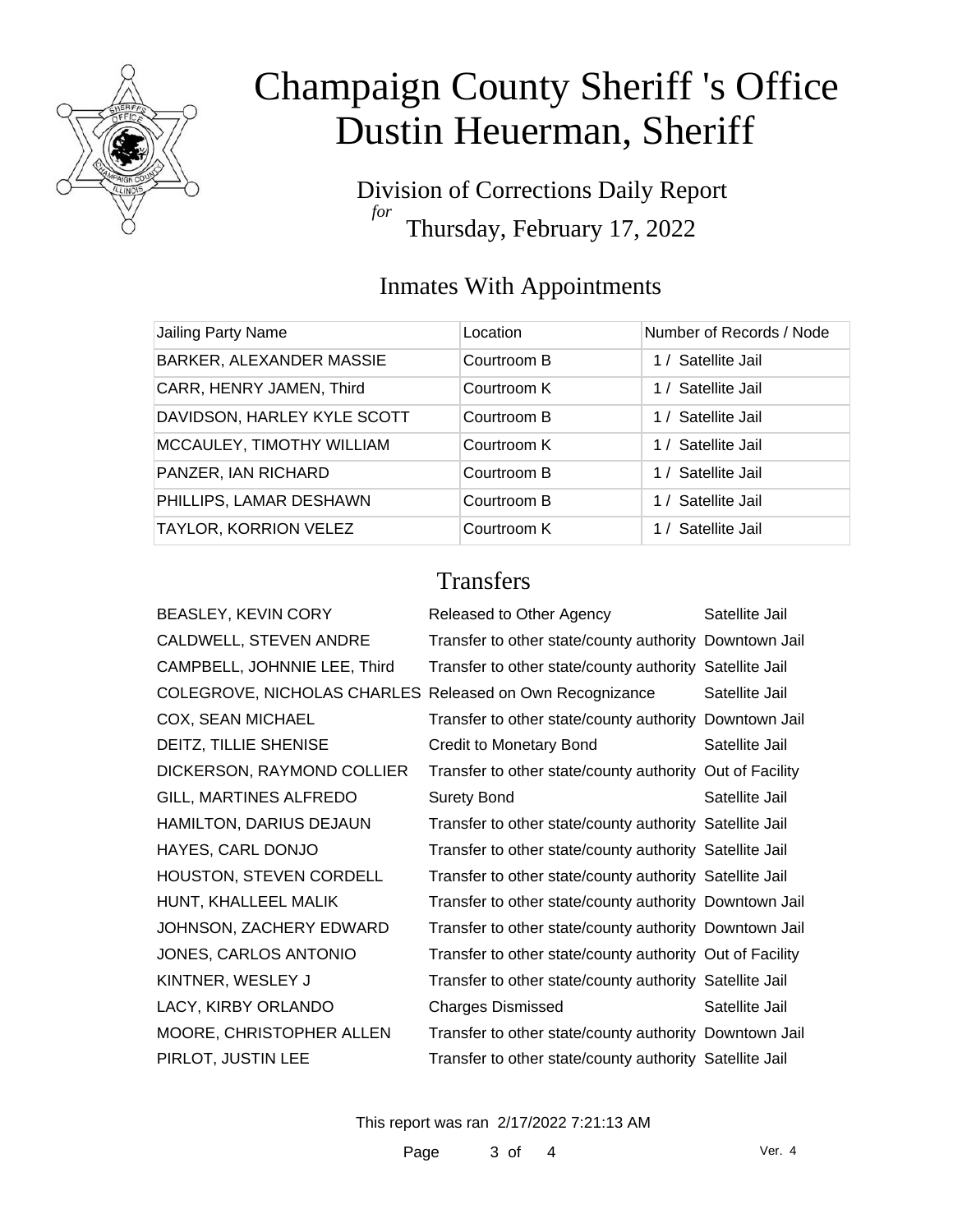# Champaign County Sheriff 's Office
# Dustin Heuerman, Sheriff

Division of Corrections Daily Report
*for*
Thursday, February 17, 2022

## Inmates With Appointments

| Jailing Party Name | Location | Number of Records / Node |
|---|---|---|
| BARKER, ALEXANDER MASSIE | Courtroom B | 1 / Satellite Jail |
| CARR, HENRY JAMEN, Third | Courtroom K | 1 / Satellite Jail |
| DAVIDSON, HARLEY KYLE SCOTT | Courtroom B | 1 / Satellite Jail |
| MCCAULEY, TIMOTHY WILLIAM | Courtroom K | 1 / Satellite Jail |
| PANZER, IAN RICHARD | Courtroom B | 1 / Satellite Jail |
| PHILLIPS, LAMAR DESHAWN | Courtroom B | 1 / Satellite Jail |
| TAYLOR, KORRION VELEZ | Courtroom K | 1 / Satellite Jail |

## Transfers

| | | |
|---|---|---|
| BEASLEY, KEVIN CORY | Released to Other Agency | Satellite Jail |
| CALDWELL, STEVEN ANDRE | Transfer to other state/county authority | Downtown Jail |
| CAMPBELL, JOHNNIE LEE, Third | Transfer to other state/county authority | Satellite Jail |
| COLEGROVE, NICHOLAS CHARLES | Released on Own Recognizance | Satellite Jail |
| COX, SEAN MICHAEL | Transfer to other state/county authority | Downtown Jail |
| DEITZ, TILLIE SHENISE | Credit to Monetary Bond | Satellite Jail |
| DICKERSON, RAYMOND COLLIER | Transfer to other state/county authority | Out of Facility |
| GILL, MARTINES ALFREDO | Surety Bond | Satellite Jail |
| HAMILTON, DARIUS DEJAUN | Transfer to other state/county authority | Satellite Jail |
| HAYES, CARL DONJO | Transfer to other state/county authority | Satellite Jail |
| HOUSTON, STEVEN CORDELL | Transfer to other state/county authority | Satellite Jail |
| HUNT, KHALLEEL MALIK | Transfer to other state/county authority | Downtown Jail |
| JOHNSON, ZACHERY EDWARD | Transfer to other state/county authority | Downtown Jail |
| JONES, CARLOS ANTONIO | Transfer to other state/county authority | Out of Facility |
| KINTNER, WESLEY J | Transfer to other state/county authority | Satellite Jail |
| LACY, KIRBY ORLANDO | Charges Dismissed | Satellite Jail |
| MOORE, CHRISTOPHER ALLEN | Transfer to other state/county authority | Downtown Jail |
| PIRLOT, JUSTIN LEE | Transfer to other state/county authority | Satellite Jail |

This report was ran 2/17/2022 7:21:13 AM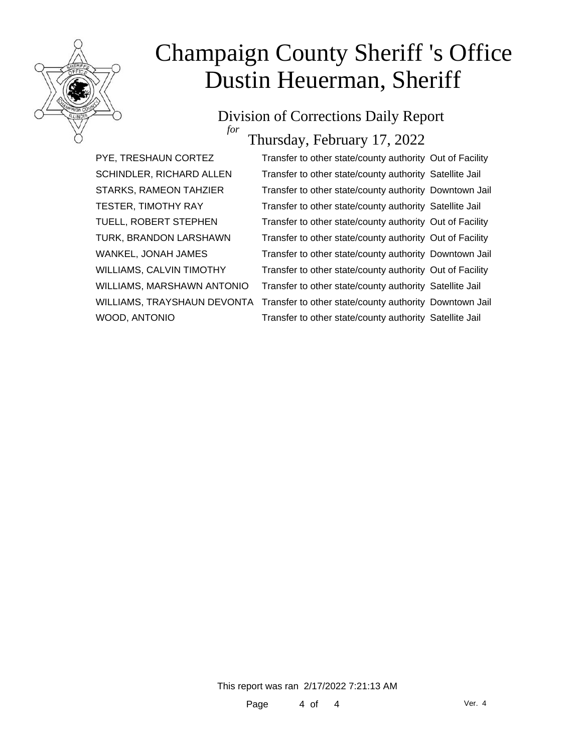# Champaign County Sheriff 's Office
# Dustin Heuerman, Sheriff

## Division of Corrections Daily Report

*for*

## Thursday, February 17, 2022

| | | |
|---|---|---|
| PYE, TRESHAUN CORTEZ | Transfer to other state/county authority | Out of Facility |
| SCHINDLER, RICHARD ALLEN | Transfer to other state/county authority | Satellite Jail |
| STARKS, RAMEON TAHZIER | Transfer to other state/county authority | Downtown Jail |
| TESTER, TIMOTHY RAY | Transfer to other state/county authority | Satellite Jail |
| TUELL, ROBERT STEPHEN | Transfer to other state/county authority | Out of Facility |
| TURK, BRANDON LARSHAWN | Transfer to other state/county authority | Out of Facility |
| WANKEL, JONAH JAMES | Transfer to other state/county authority | Downtown Jail |
| WILLIAMS, CALVIN TIMOTHY | Transfer to other state/county authority | Out of Facility |
| WILLIAMS, MARSHAWN ANTONIO | Transfer to other state/county authority | Satellite Jail |
| WILLIAMS, TRAYSHAUN DEVONTA | Transfer to other state/county authority | Downtown Jail |
| WOOD, ANTONIO | Transfer to other state/county authority | Satellite Jail |

This report was ran 2/17/2022 7:21:13 AM

Ver. 4